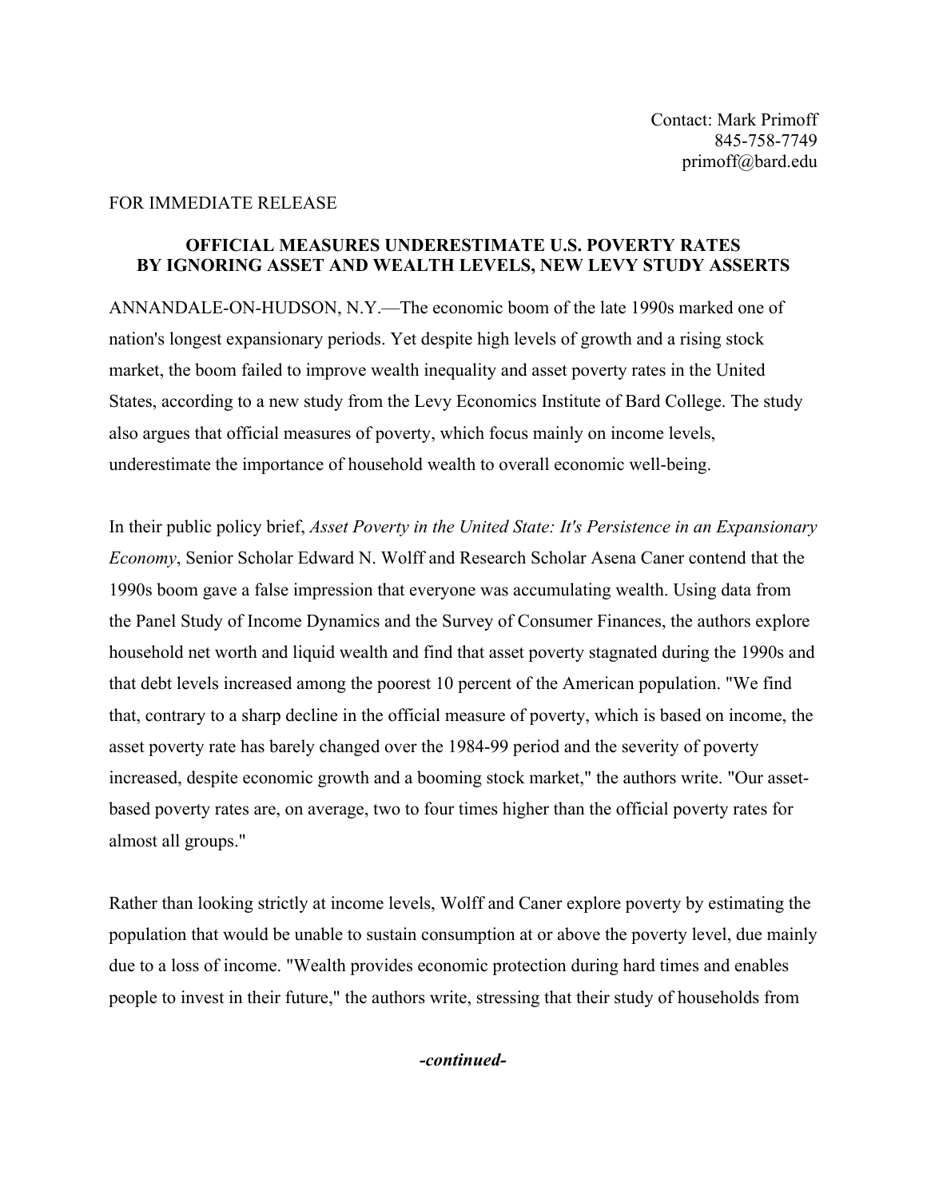Contact: Mark Primoff
845-758-7749
primoff@bard.edu

FOR IMMEDIATE RELEASE

**OFFICIAL MEASURES UNDERESTIMATE U.S. POVERTY RATES BY IGNORING ASSET AND WEALTH LEVELS, NEW LEVY STUDY ASSERTS**

ANNANDALE-ON-HUDSON, N.Y.—The economic boom of the late 1990s marked one of nation's longest expansionary periods. Yet despite high levels of growth and a rising stock market, the boom failed to improve wealth inequality and asset poverty rates in the United States, according to a new study from the Levy Economics Institute of Bard College. The study also argues that official measures of poverty, which focus mainly on income levels, underestimate the importance of household wealth to overall economic well-being.

In their public policy brief, *Asset Poverty in the United State: It's Persistence in an Expansionary Economy*, Senior Scholar Edward N. Wolff and Research Scholar Asena Caner contend that the 1990s boom gave a false impression that everyone was accumulating wealth. Using data from the Panel Study of Income Dynamics and the Survey of Consumer Finances, the authors explore household net worth and liquid wealth and find that asset poverty stagnated during the 1990s and that debt levels increased among the poorest 10 percent of the American population. "We find that, contrary to a sharp decline in the official measure of poverty, which is based on income, the asset poverty rate has barely changed over the 1984-99 period and the severity of poverty increased, despite economic growth and a booming stock market," the authors write. "Our asset-based poverty rates are, on average, two to four times higher than the official poverty rates for almost all groups."

Rather than looking strictly at income levels, Wolff and Caner explore poverty by estimating the population that would be unable to sustain consumption at or above the poverty level, due mainly due to a loss of income. "Wealth provides economic protection during hard times and enables people to invest in their future," the authors write, stressing that their study of households from

***-continued-***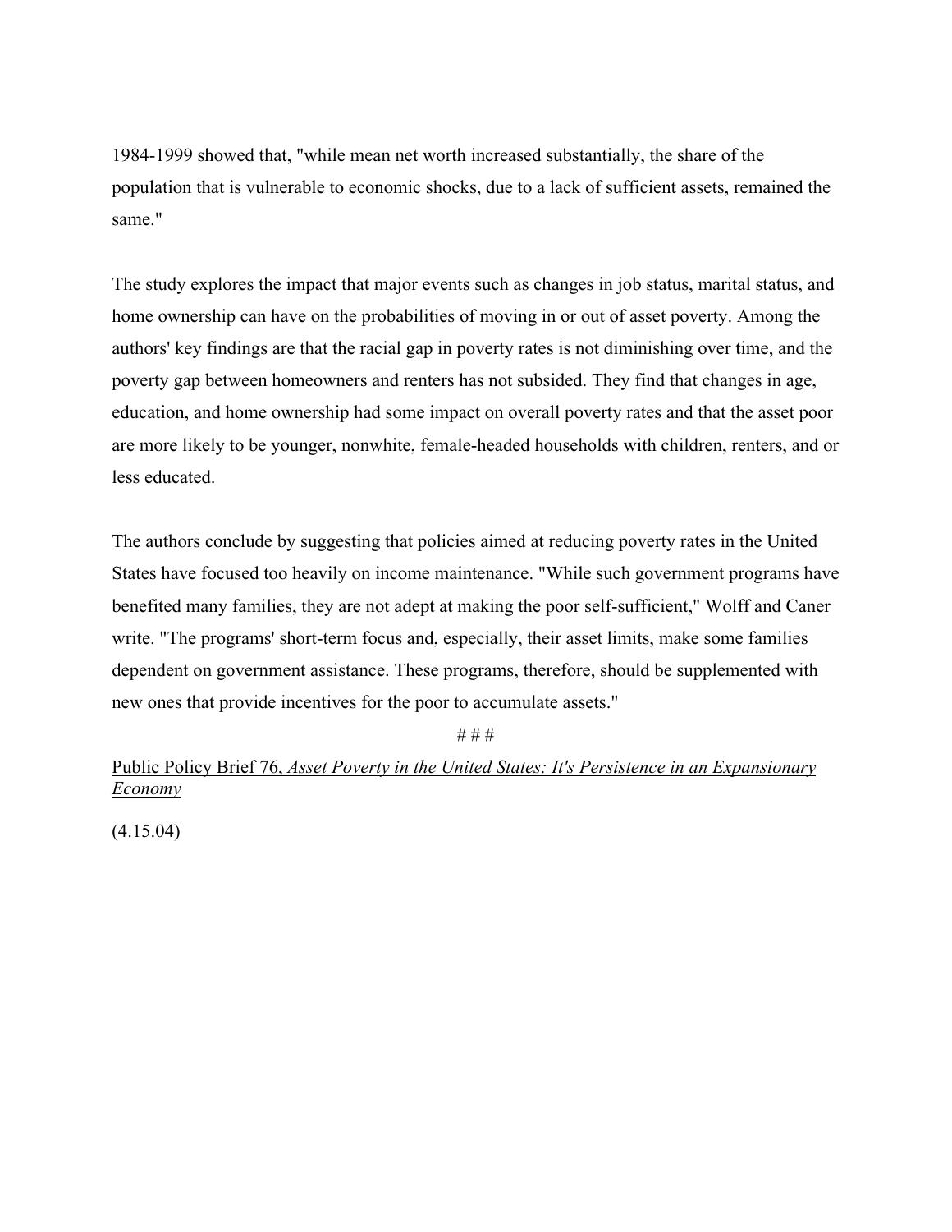1984-1999 showed that, "while mean net worth increased substantially, the share of the population that is vulnerable to economic shocks, due to a lack of sufficient assets, remained the same."

The study explores the impact that major events such as changes in job status, marital status, and home ownership can have on the probabilities of moving in or out of asset poverty. Among the authors' key findings are that the racial gap in poverty rates is not diminishing over time, and the poverty gap between homeowners and renters has not subsided. They find that changes in age, education, and home ownership had some impact on overall poverty rates and that the asset poor are more likely to be younger, nonwhite, female-headed households with children, renters, and or less educated.

The authors conclude by suggesting that policies aimed at reducing poverty rates in the United States have focused too heavily on income maintenance. "While such government programs have benefited many families, they are not adept at making the poor self-sufficient," Wolff and Caner write. "The programs' short-term focus and, especially, their asset limits, make some families dependent on government assistance. These programs, therefore, should be supplemented with new ones that provide incentives for the poor to accumulate assets."

# # #

Public Policy Brief 76, *Asset Poverty in the United States: It's Persistence in an Expansionary Economy*

(4.15.04)